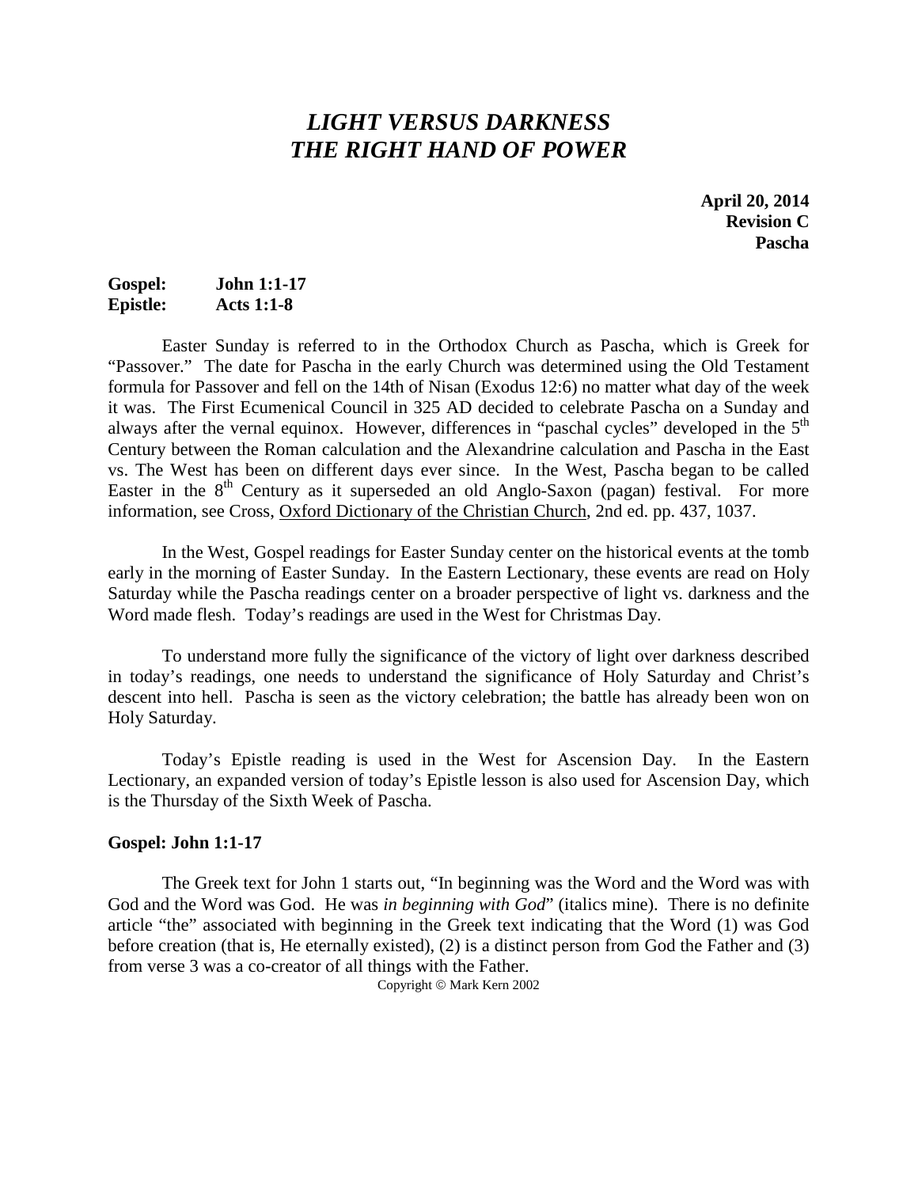# *LIGHT VERSUS DARKNESS*
# *THE RIGHT HAND OF POWER*

**April 20, 2014**
**Revision C**
**Pascha**

**Gospel: John 1:1-17**
**Epistle: Acts 1:1-8**

Easter Sunday is referred to in the Orthodox Church as Pascha, which is Greek for "Passover." The date for Pascha in the early Church was determined using the Old Testament formula for Passover and fell on the 14th of Nisan (Exodus 12:6) no matter what day of the week it was. The First Ecumenical Council in 325 AD decided to celebrate Pascha on a Sunday and always after the vernal equinox. However, differences in "paschal cycles" developed in the 5th Century between the Roman calculation and the Alexandrine calculation and Pascha in the East vs. The West has been on different days ever since. In the West, Pascha began to be called Easter in the 8th Century as it superseded an old Anglo-Saxon (pagan) festival. For more information, see Cross, Oxford Dictionary of the Christian Church, 2nd ed. pp. 437, 1037.

In the West, Gospel readings for Easter Sunday center on the historical events at the tomb early in the morning of Easter Sunday. In the Eastern Lectionary, these events are read on Holy Saturday while the Pascha readings center on a broader perspective of light vs. darkness and the Word made flesh. Today's readings are used in the West for Christmas Day.

To understand more fully the significance of the victory of light over darkness described in today's readings, one needs to understand the significance of Holy Saturday and Christ's descent into hell. Pascha is seen as the victory celebration; the battle has already been won on Holy Saturday.

Today's Epistle reading is used in the West for Ascension Day. In the Eastern Lectionary, an expanded version of today's Epistle lesson is also used for Ascension Day, which is the Thursday of the Sixth Week of Pascha.

### Gospel: John 1:1-17

The Greek text for John 1 starts out, "In beginning was the Word and the Word was with God and the Word was God. He was *in beginning with God*" (italics mine). There is no definite article "the" associated with beginning in the Greek text indicating that the Word (1) was God before creation (that is, He eternally existed), (2) is a distinct person from God the Father and (3) from verse 3 was a co-creator of all things with the Father.

Copyright © Mark Kern 2002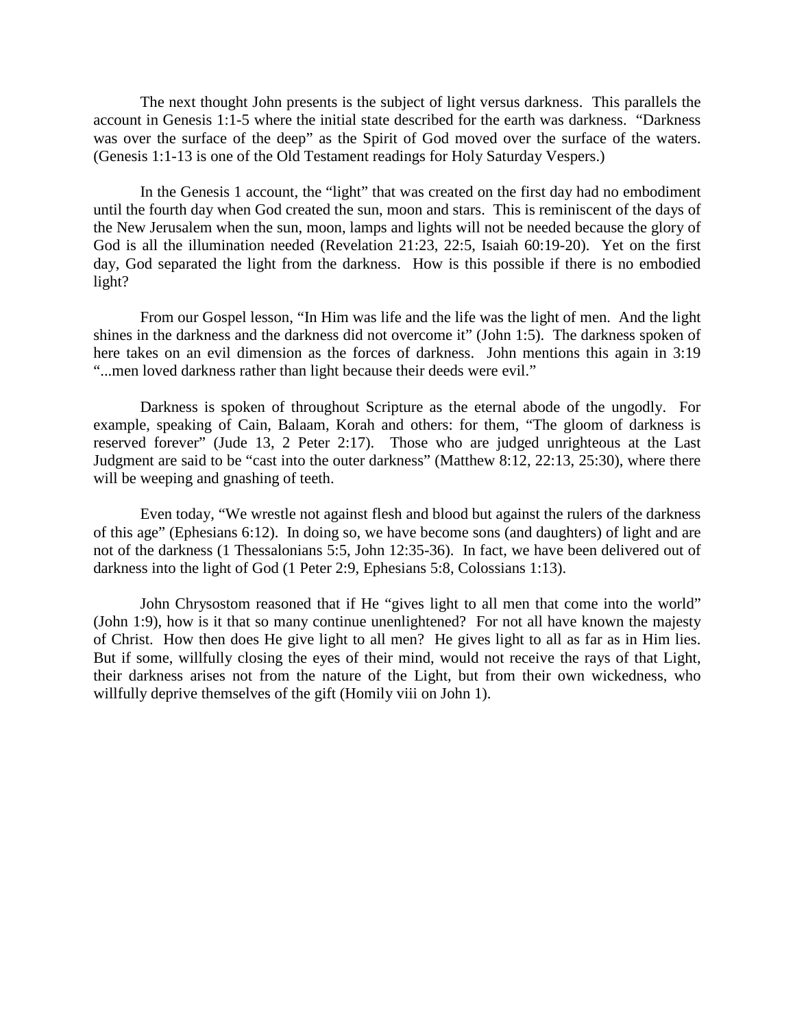The next thought John presents is the subject of light versus darkness. This parallels the account in Genesis 1:1-5 where the initial state described for the earth was darkness. "Darkness was over the surface of the deep" as the Spirit of God moved over the surface of the waters. (Genesis 1:1-13 is one of the Old Testament readings for Holy Saturday Vespers.)

In the Genesis 1 account, the "light" that was created on the first day had no embodiment until the fourth day when God created the sun, moon and stars. This is reminiscent of the days of the New Jerusalem when the sun, moon, lamps and lights will not be needed because the glory of God is all the illumination needed (Revelation 21:23, 22:5, Isaiah 60:19-20). Yet on the first day, God separated the light from the darkness. How is this possible if there is no embodied light?

From our Gospel lesson, "In Him was life and the life was the light of men. And the light shines in the darkness and the darkness did not overcome it" (John 1:5). The darkness spoken of here takes on an evil dimension as the forces of darkness. John mentions this again in 3:19 "...men loved darkness rather than light because their deeds were evil."

Darkness is spoken of throughout Scripture as the eternal abode of the ungodly. For example, speaking of Cain, Balaam, Korah and others: for them, "The gloom of darkness is reserved forever" (Jude 13, 2 Peter 2:17). Those who are judged unrighteous at the Last Judgment are said to be "cast into the outer darkness" (Matthew 8:12, 22:13, 25:30), where there will be weeping and gnashing of teeth.

Even today, "We wrestle not against flesh and blood but against the rulers of the darkness of this age" (Ephesians 6:12). In doing so, we have become sons (and daughters) of light and are not of the darkness (1 Thessalonians 5:5, John 12:35-36). In fact, we have been delivered out of darkness into the light of God (1 Peter 2:9, Ephesians 5:8, Colossians 1:13).

John Chrysostom reasoned that if He "gives light to all men that come into the world" (John 1:9), how is it that so many continue unenlightened? For not all have known the majesty of Christ. How then does He give light to all men? He gives light to all as far as in Him lies. But if some, willfully closing the eyes of their mind, would not receive the rays of that Light, their darkness arises not from the nature of the Light, but from their own wickedness, who willfully deprive themselves of the gift (Homily viii on John 1).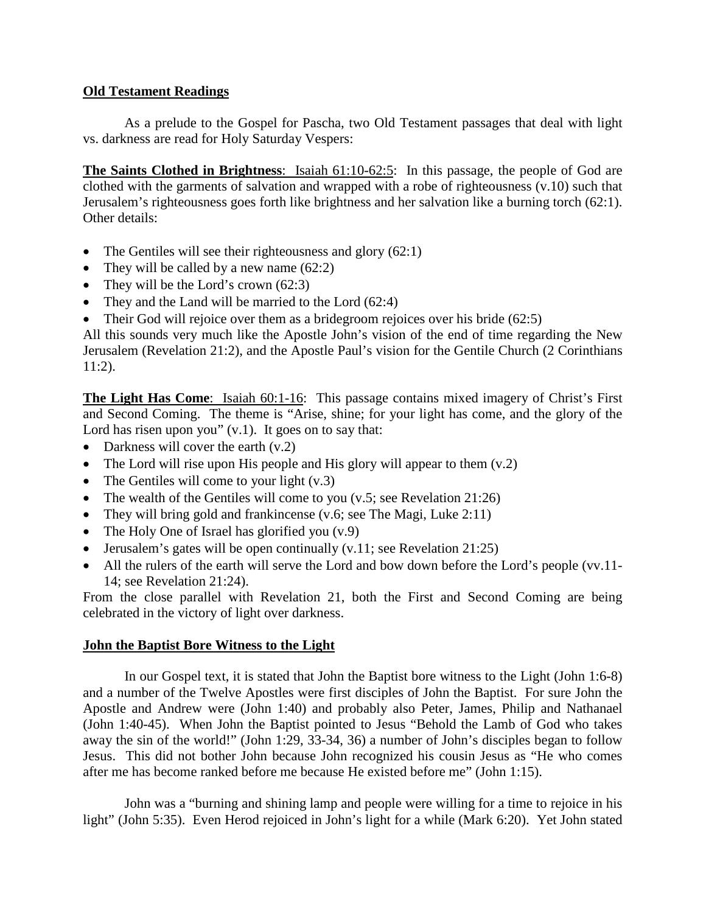**Old Testament Readings**

As a prelude to the Gospel for Pascha, two Old Testament passages that deal with light vs. darkness are read for Holy Saturday Vespers:

**The Saints Clothed in Brightness**: Isaiah 61:10-62:5: In this passage, the people of God are clothed with the garments of salvation and wrapped with a robe of righteousness (v.10) such that Jerusalem's righteousness goes forth like brightness and her salvation like a burning torch (62:1). Other details:

- The Gentiles will see their righteousness and glory (62:1)
- They will be called by a new name (62:2)
- They will be the Lord's crown (62:3)
- They and the Land will be married to the Lord (62:4)
- Their God will rejoice over them as a bridegroom rejoices over his bride (62:5)

All this sounds very much like the Apostle John's vision of the end of time regarding the New Jerusalem (Revelation 21:2), and the Apostle Paul's vision for the Gentile Church (2 Corinthians 11:2).

**The Light Has Come**: Isaiah 60:1-16: This passage contains mixed imagery of Christ's First and Second Coming. The theme is "Arise, shine; for your light has come, and the glory of the Lord has risen upon you" (v.1). It goes on to say that:

- Darkness will cover the earth (v.2)
- The Lord will rise upon His people and His glory will appear to them (v.2)
- The Gentiles will come to your light (v.3)
- The wealth of the Gentiles will come to you (v.5; see Revelation 21:26)
- They will bring gold and frankincense (v.6; see The Magi, Luke 2:11)
- The Holy One of Israel has glorified you (v.9)
- Jerusalem's gates will be open continually (v.11; see Revelation 21:25)
- All the rulers of the earth will serve the Lord and bow down before the Lord's people (vv.11-14; see Revelation 21:24).

From the close parallel with Revelation 21, both the First and Second Coming are being celebrated in the victory of light over darkness.

**John the Baptist Bore Witness to the Light**

In our Gospel text, it is stated that John the Baptist bore witness to the Light (John 1:6-8) and a number of the Twelve Apostles were first disciples of John the Baptist. For sure John the Apostle and Andrew were (John 1:40) and probably also Peter, James, Philip and Nathanael (John 1:40-45). When John the Baptist pointed to Jesus "Behold the Lamb of God who takes away the sin of the world!" (John 1:29, 33-34, 36) a number of John's disciples began to follow Jesus. This did not bother John because John recognized his cousin Jesus as "He who comes after me has become ranked before me because He existed before me" (John 1:15).

John was a "burning and shining lamp and people were willing for a time to rejoice in his light" (John 5:35). Even Herod rejoiced in John's light for a while (Mark 6:20). Yet John stated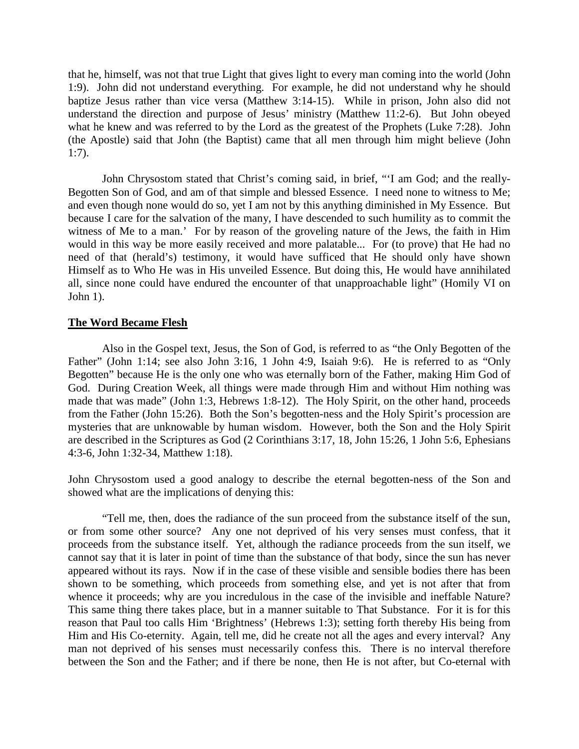that he, himself, was not that true Light that gives light to every man coming into the world (John 1:9). John did not understand everything. For example, he did not understand why he should baptize Jesus rather than vice versa (Matthew 3:14-15). While in prison, John also did not understand the direction and purpose of Jesus' ministry (Matthew 11:2-6). But John obeyed what he knew and was referred to by the Lord as the greatest of the Prophets (Luke 7:28). John (the Apostle) said that John (the Baptist) came that all men through him might believe (John 1:7).

John Chrysostom stated that Christ's coming said, in brief, "'I am God; and the really-Begotten Son of God, and am of that simple and blessed Essence. I need none to witness to Me; and even though none would do so, yet I am not by this anything diminished in My Essence. But because I care for the salvation of the many, I have descended to such humility as to commit the witness of Me to a man.' For by reason of the groveling nature of the Jews, the faith in Him would in this way be more easily received and more palatable... For (to prove) that He had no need of that (herald's) testimony, it would have sufficed that He should only have shown Himself as to Who He was in His unveiled Essence. But doing this, He would have annihilated all, since none could have endured the encounter of that unapproachable light" (Homily VI on John 1).

## The Word Became Flesh

Also in the Gospel text, Jesus, the Son of God, is referred to as "the Only Begotten of the Father" (John 1:14; see also John 3:16, 1 John 4:9, Isaiah 9:6). He is referred to as "Only Begotten" because He is the only one who was eternally born of the Father, making Him God of God. During Creation Week, all things were made through Him and without Him nothing was made that was made" (John 1:3, Hebrews 1:8-12). The Holy Spirit, on the other hand, proceeds from the Father (John 15:26). Both the Son's begotten-ness and the Holy Spirit's procession are mysteries that are unknowable by human wisdom. However, both the Son and the Holy Spirit are described in the Scriptures as God (2 Corinthians 3:17, 18, John 15:26, 1 John 5:6, Ephesians 4:3-6, John 1:32-34, Matthew 1:18).

John Chrysostom used a good analogy to describe the eternal begotten-ness of the Son and showed what are the implications of denying this:

"Tell me, then, does the radiance of the sun proceed from the substance itself of the sun, or from some other source? Any one not deprived of his very senses must confess, that it proceeds from the substance itself. Yet, although the radiance proceeds from the sun itself, we cannot say that it is later in point of time than the substance of that body, since the sun has never appeared without its rays. Now if in the case of these visible and sensible bodies there has been shown to be something, which proceeds from something else, and yet is not after that from whence it proceeds; why are you incredulous in the case of the invisible and ineffable Nature? This same thing there takes place, but in a manner suitable to That Substance. For it is for this reason that Paul too calls Him 'Brightness' (Hebrews 1:3); setting forth thereby His being from Him and His Co-eternity. Again, tell me, did he create not all the ages and every interval? Any man not deprived of his senses must necessarily confess this. There is no interval therefore between the Son and the Father; and if there be none, then He is not after, but Co-eternal with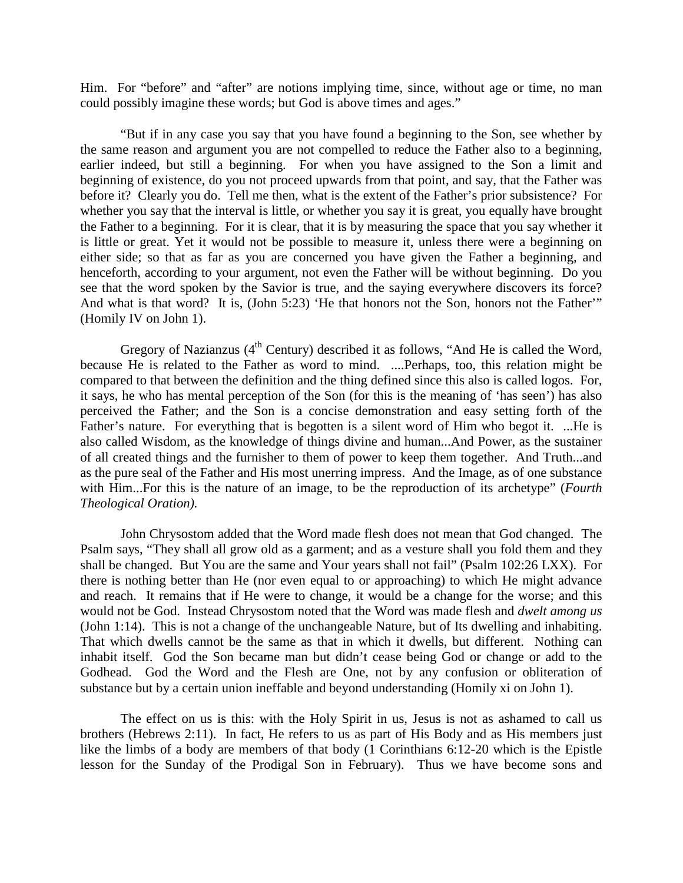Him. For "before" and "after" are notions implying time, since, without age or time, no man could possibly imagine these words; but God is above times and ages."

"But if in any case you say that you have found a beginning to the Son, see whether by the same reason and argument you are not compelled to reduce the Father also to a beginning, earlier indeed, but still a beginning. For when you have assigned to the Son a limit and beginning of existence, do you not proceed upwards from that point, and say, that the Father was before it? Clearly you do. Tell me then, what is the extent of the Father's prior subsistence? For whether you say that the interval is little, or whether you say it is great, you equally have brought the Father to a beginning. For it is clear, that it is by measuring the space that you say whether it is little or great. Yet it would not be possible to measure it, unless there were a beginning on either side; so that as far as you are concerned you have given the Father a beginning, and henceforth, according to your argument, not even the Father will be without beginning. Do you see that the word spoken by the Savior is true, and the saying everywhere discovers its force? And what is that word? It is, (John 5:23) 'He that honors not the Son, honors not the Father'" (Homily IV on John 1).

Gregory of Nazianzus (4th Century) described it as follows, "And He is called the Word, because He is related to the Father as word to mind. ....Perhaps, too, this relation might be compared to that between the definition and the thing defined since this also is called logos. For, it says, he who has mental perception of the Son (for this is the meaning of 'has seen') has also perceived the Father; and the Son is a concise demonstration and easy setting forth of the Father's nature. For everything that is begotten is a silent word of Him who begot it. ...He is also called Wisdom, as the knowledge of things divine and human...And Power, as the sustainer of all created things and the furnisher to them of power to keep them together. And Truth...and as the pure seal of the Father and His most unerring impress. And the Image, as of one substance with Him...For this is the nature of an image, to be the reproduction of its archetype" (*Fourth Theological Oration).*

John Chrysostom added that the Word made flesh does not mean that God changed. The Psalm says, "They shall all grow old as a garment; and as a vesture shall you fold them and they shall be changed. But You are the same and Your years shall not fail" (Psalm 102:26 LXX). For there is nothing better than He (nor even equal to or approaching) to which He might advance and reach. It remains that if He were to change, it would be a change for the worse; and this would not be God. Instead Chrysostom noted that the Word was made flesh and *dwelt among us* (John 1:14). This is not a change of the unchangeable Nature, but of Its dwelling and inhabiting. That which dwells cannot be the same as that in which it dwells, but different. Nothing can inhabit itself. God the Son became man but didn't cease being God or change or add to the Godhead. God the Word and the Flesh are One, not by any confusion or obliteration of substance but by a certain union ineffable and beyond understanding (Homily xi on John 1).

The effect on us is this: with the Holy Spirit in us, Jesus is not as ashamed to call us brothers (Hebrews 2:11). In fact, He refers to us as part of His Body and as His members just like the limbs of a body are members of that body (1 Corinthians 6:12-20 which is the Epistle lesson for the Sunday of the Prodigal Son in February). Thus we have become sons and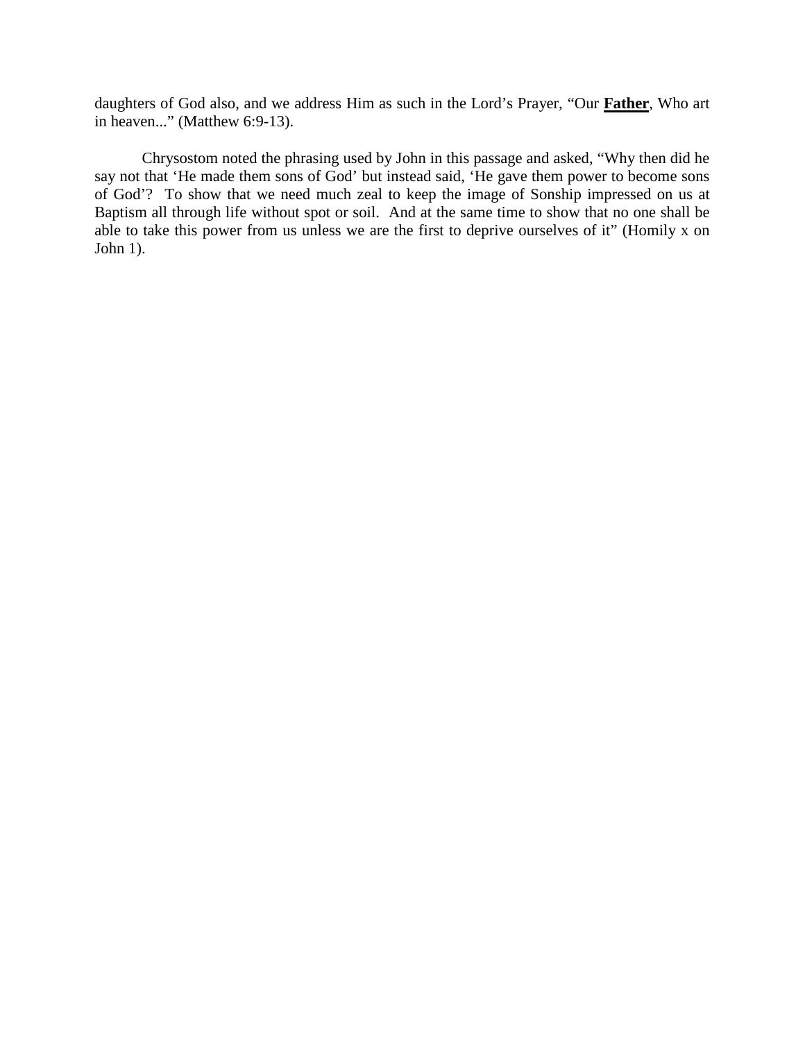daughters of God also, and we address Him as such in the Lord's Prayer, "Our **Father**, Who art in heaven..." (Matthew 6:9-13).

Chrysostom noted the phrasing used by John in this passage and asked, "Why then did he say not that 'He made them sons of God' but instead said, 'He gave them power to become sons of God'? To show that we need much zeal to keep the image of Sonship impressed on us at Baptism all through life without spot or soil. And at the same time to show that no one shall be able to take this power from us unless we are the first to deprive ourselves of it" (Homily x on John 1).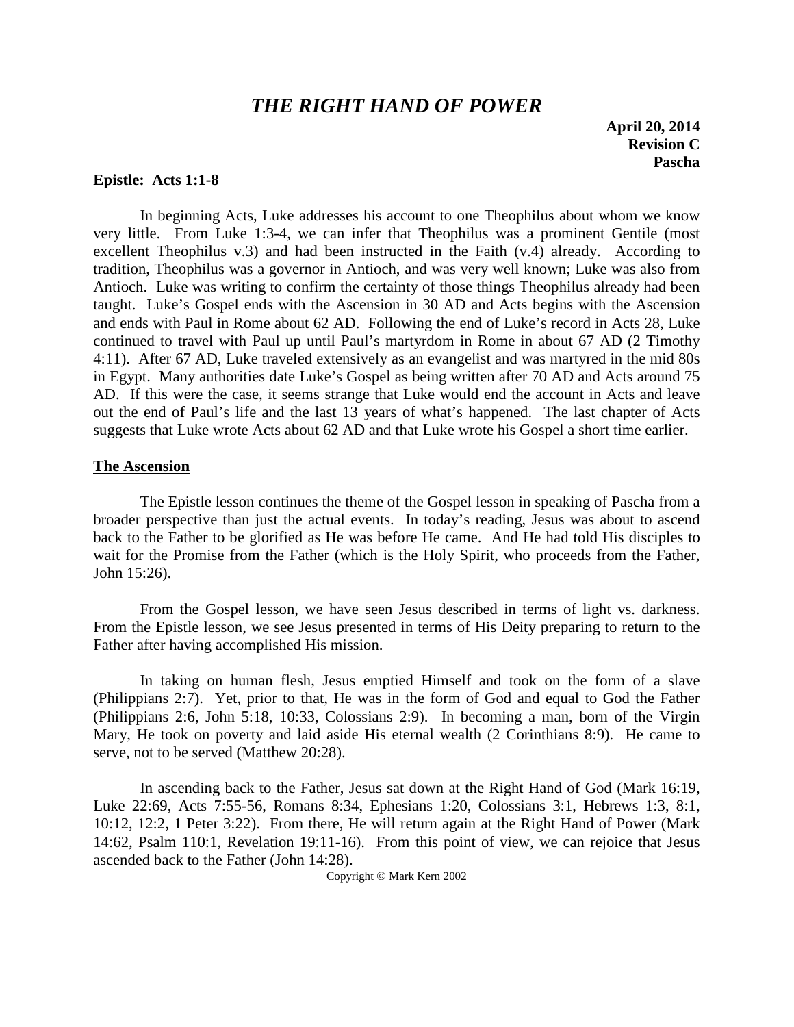# *THE RIGHT HAND OF POWER*

**April 20, 2014**
**Revision C**
**Pascha**

**Epistle: Acts 1:1-8**

In beginning Acts, Luke addresses his account to one Theophilus about whom we know very little. From Luke 1:3-4, we can infer that Theophilus was a prominent Gentile (most excellent Theophilus v.3) and had been instructed in the Faith (v.4) already. According to tradition, Theophilus was a governor in Antioch, and was very well known; Luke was also from Antioch. Luke was writing to confirm the certainty of those things Theophilus already had been taught. Luke's Gospel ends with the Ascension in 30 AD and Acts begins with the Ascension and ends with Paul in Rome about 62 AD. Following the end of Luke's record in Acts 28, Luke continued to travel with Paul up until Paul's martyrdom in Rome in about 67 AD (2 Timothy 4:11). After 67 AD, Luke traveled extensively as an evangelist and was martyred in the mid 80s in Egypt. Many authorities date Luke's Gospel as being written after 70 AD and Acts around 75 AD. If this were the case, it seems strange that Luke would end the account in Acts and leave out the end of Paul's life and the last 13 years of what's happened. The last chapter of Acts suggests that Luke wrote Acts about 62 AD and that Luke wrote his Gospel a short time earlier.

## The Ascension

The Epistle lesson continues the theme of the Gospel lesson in speaking of Pascha from a broader perspective than just the actual events. In today's reading, Jesus was about to ascend back to the Father to be glorified as He was before He came. And He had told His disciples to wait for the Promise from the Father (which is the Holy Spirit, who proceeds from the Father, John 15:26).

From the Gospel lesson, we have seen Jesus described in terms of light vs. darkness. From the Epistle lesson, we see Jesus presented in terms of His Deity preparing to return to the Father after having accomplished His mission.

In taking on human flesh, Jesus emptied Himself and took on the form of a slave (Philippians 2:7). Yet, prior to that, He was in the form of God and equal to God the Father (Philippians 2:6, John 5:18, 10:33, Colossians 2:9). In becoming a man, born of the Virgin Mary, He took on poverty and laid aside His eternal wealth (2 Corinthians 8:9). He came to serve, not to be served (Matthew 20:28).

In ascending back to the Father, Jesus sat down at the Right Hand of God (Mark 16:19, Luke 22:69, Acts 7:55-56, Romans 8:34, Ephesians 1:20, Colossians 3:1, Hebrews 1:3, 8:1, 10:12, 12:2, 1 Peter 3:22). From there, He will return again at the Right Hand of Power (Mark 14:62, Psalm 110:1, Revelation 19:11-16). From this point of view, we can rejoice that Jesus ascended back to the Father (John 14:28).

Copyright © Mark Kern 2002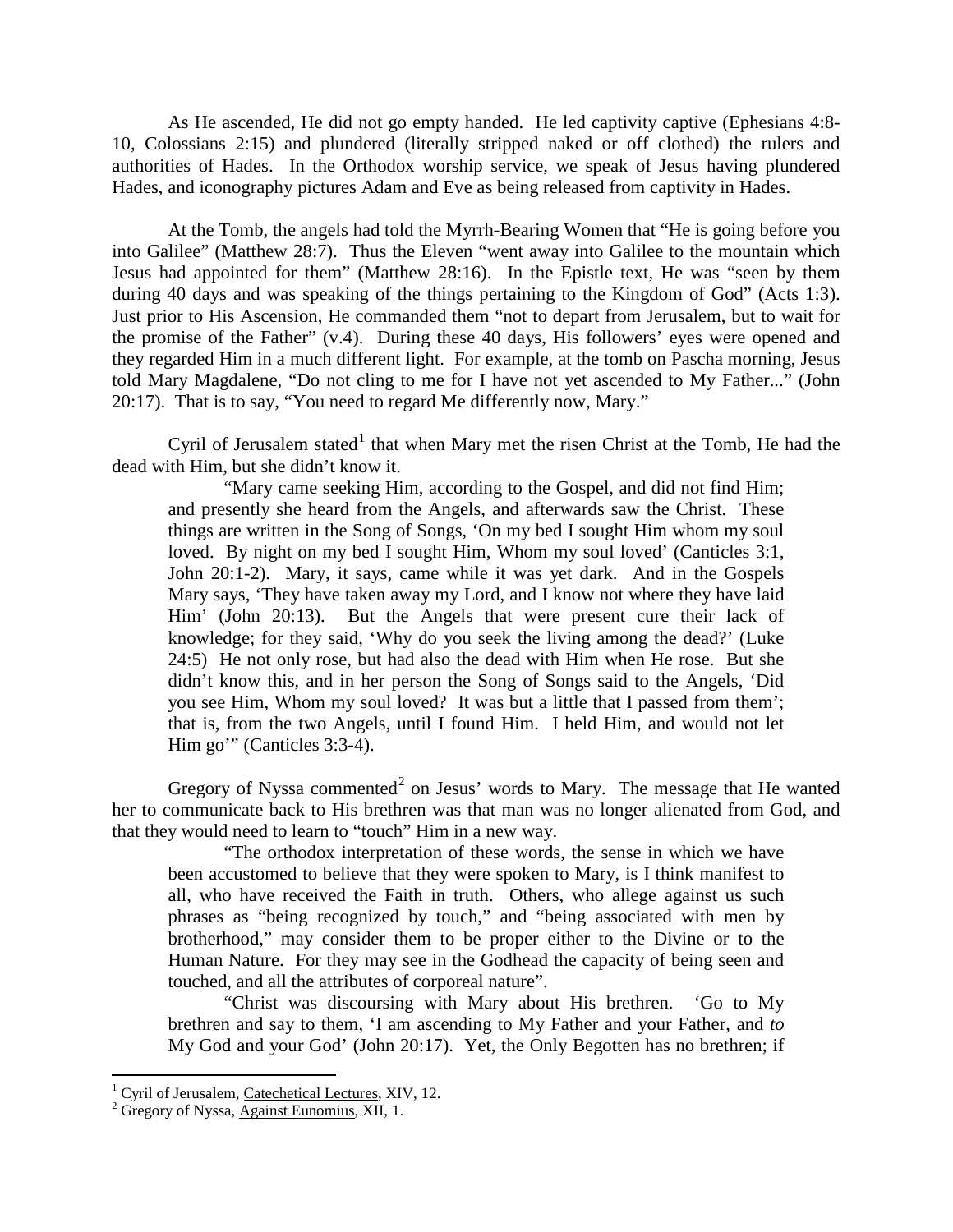As He ascended, He did not go empty handed. He led captivity captive (Ephesians 4:8-10, Colossians 2:15) and plundered (literally stripped naked or off clothed) the rulers and authorities of Hades. In the Orthodox worship service, we speak of Jesus having plundered Hades, and iconography pictures Adam and Eve as being released from captivity in Hades.

At the Tomb, the angels had told the Myrrh-Bearing Women that "He is going before you into Galilee" (Matthew 28:7). Thus the Eleven "went away into Galilee to the mountain which Jesus had appointed for them" (Matthew 28:16). In the Epistle text, He was "seen by them during 40 days and was speaking of the things pertaining to the Kingdom of God" (Acts 1:3). Just prior to His Ascension, He commanded them "not to depart from Jerusalem, but to wait for the promise of the Father" (v.4). During these 40 days, His followers' eyes were opened and they regarded Him in a much different light. For example, at the tomb on Pascha morning, Jesus told Mary Magdalene, "Do not cling to me for I have not yet ascended to My Father..." (John 20:17). That is to say, "You need to regard Me differently now, Mary."

Cyril of Jerusalem stated[1] that when Mary met the risen Christ at the Tomb, He had the dead with Him, but she didn't know it.

> "Mary came seeking Him, according to the Gospel, and did not find Him; and presently she heard from the Angels, and afterwards saw the Christ. These things are written in the Song of Songs, 'On my bed I sought Him whom my soul loved. By night on my bed I sought Him, Whom my soul loved' (Canticles 3:1, John 20:1-2). Mary, it says, came while it was yet dark. And in the Gospels Mary says, 'They have taken away my Lord, and I know not where they have laid Him' (John 20:13). But the Angels that were present cure their lack of knowledge; for they said, 'Why do you seek the living among the dead?' (Luke 24:5) He not only rose, but had also the dead with Him when He rose. But she didn't know this, and in her person the Song of Songs said to the Angels, 'Did you see Him, Whom my soul loved? It was but a little that I passed from them'; that is, from the two Angels, until I found Him. I held Him, and would not let Him go'" (Canticles 3:3-4).

Gregory of Nyssa commented[2] on Jesus' words to Mary. The message that He wanted her to communicate back to His brethren was that man was no longer alienated from God, and that they would need to learn to "touch" Him in a new way.

> "The orthodox interpretation of these words, the sense in which we have been accustomed to believe that they were spoken to Mary, is I think manifest to all, who have received the Faith in truth. Others, who allege against us such phrases as "being recognized by touch," and "being associated with men by brotherhood," may consider them to be proper either to the Divine or to the Human Nature. For they may see in the Godhead the capacity of being seen and touched, and all the attributes of corporeal nature".
>
> "Christ was discoursing with Mary about His brethren. 'Go to My brethren and say to them, 'I am ascending to My Father and your Father, and *to* My God and your God' (John 20:17). Yet, the Only Begotten has no brethren; if

---

[1] Cyril of Jerusalem, Catechetical Lectures, XIV, 12.

[2] Gregory of Nyssa, Against Eunomius, XII, 1.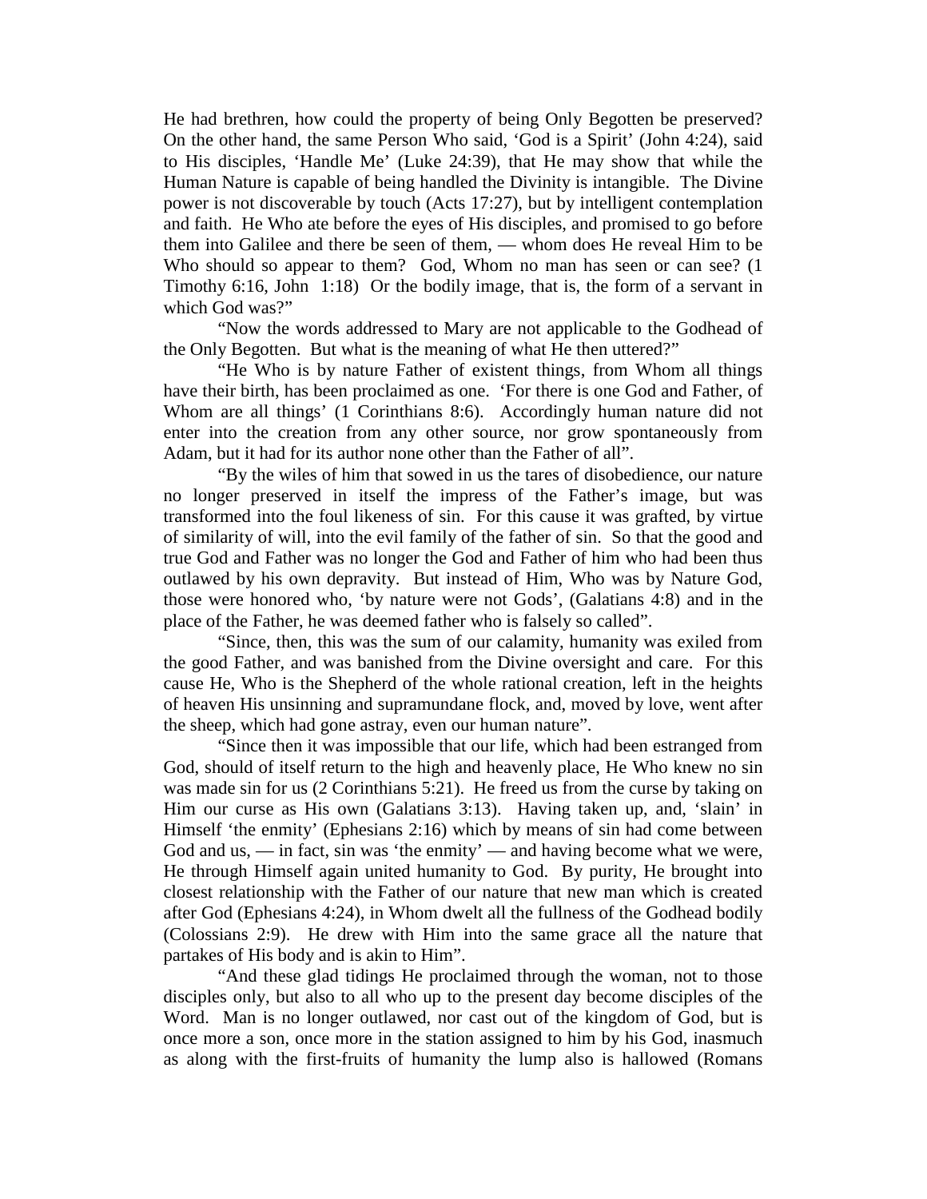He had brethren, how could the property of being Only Begotten be preserved? On the other hand, the same Person Who said, 'God is a Spirit' (John 4:24), said to His disciples, 'Handle Me' (Luke 24:39), that He may show that while the Human Nature is capable of being handled the Divinity is intangible. The Divine power is not discoverable by touch (Acts 17:27), but by intelligent contemplation and faith. He Who ate before the eyes of His disciples, and promised to go before them into Galilee and there be seen of them, — whom does He reveal Him to be Who should so appear to them? God, Whom no man has seen or can see? (1 Timothy 6:16, John 1:18) Or the bodily image, that is, the form of a servant in which God was?"

"Now the words addressed to Mary are not applicable to the Godhead of the Only Begotten. But what is the meaning of what He then uttered?"

"He Who is by nature Father of existent things, from Whom all things have their birth, has been proclaimed as one. 'For there is one God and Father, of Whom are all things' (1 Corinthians 8:6). Accordingly human nature did not enter into the creation from any other source, nor grow spontaneously from Adam, but it had for its author none other than the Father of all".

"By the wiles of him that sowed in us the tares of disobedience, our nature no longer preserved in itself the impress of the Father's image, but was transformed into the foul likeness of sin. For this cause it was grafted, by virtue of similarity of will, into the evil family of the father of sin. So that the good and true God and Father was no longer the God and Father of him who had been thus outlawed by his own depravity. But instead of Him, Who was by Nature God, those were honored who, 'by nature were not Gods', (Galatians 4:8) and in the place of the Father, he was deemed father who is falsely so called".

"Since, then, this was the sum of our calamity, humanity was exiled from the good Father, and was banished from the Divine oversight and care. For this cause He, Who is the Shepherd of the whole rational creation, left in the heights of heaven His unsinning and supramundane flock, and, moved by love, went after the sheep, which had gone astray, even our human nature".

"Since then it was impossible that our life, which had been estranged from God, should of itself return to the high and heavenly place, He Who knew no sin was made sin for us (2 Corinthians 5:21). He freed us from the curse by taking on Him our curse as His own (Galatians 3:13). Having taken up, and, 'slain' in Himself 'the enmity' (Ephesians 2:16) which by means of sin had come between God and us, — in fact, sin was 'the enmity' — and having become what we were, He through Himself again united humanity to God. By purity, He brought into closest relationship with the Father of our nature that new man which is created after God (Ephesians 4:24), in Whom dwelt all the fullness of the Godhead bodily (Colossians 2:9). He drew with Him into the same grace all the nature that partakes of His body and is akin to Him".

"And these glad tidings He proclaimed through the woman, not to those disciples only, but also to all who up to the present day become disciples of the Word. Man is no longer outlawed, nor cast out of the kingdom of God, but is once more a son, once more in the station assigned to him by his God, inasmuch as along with the first-fruits of humanity the lump also is hallowed (Romans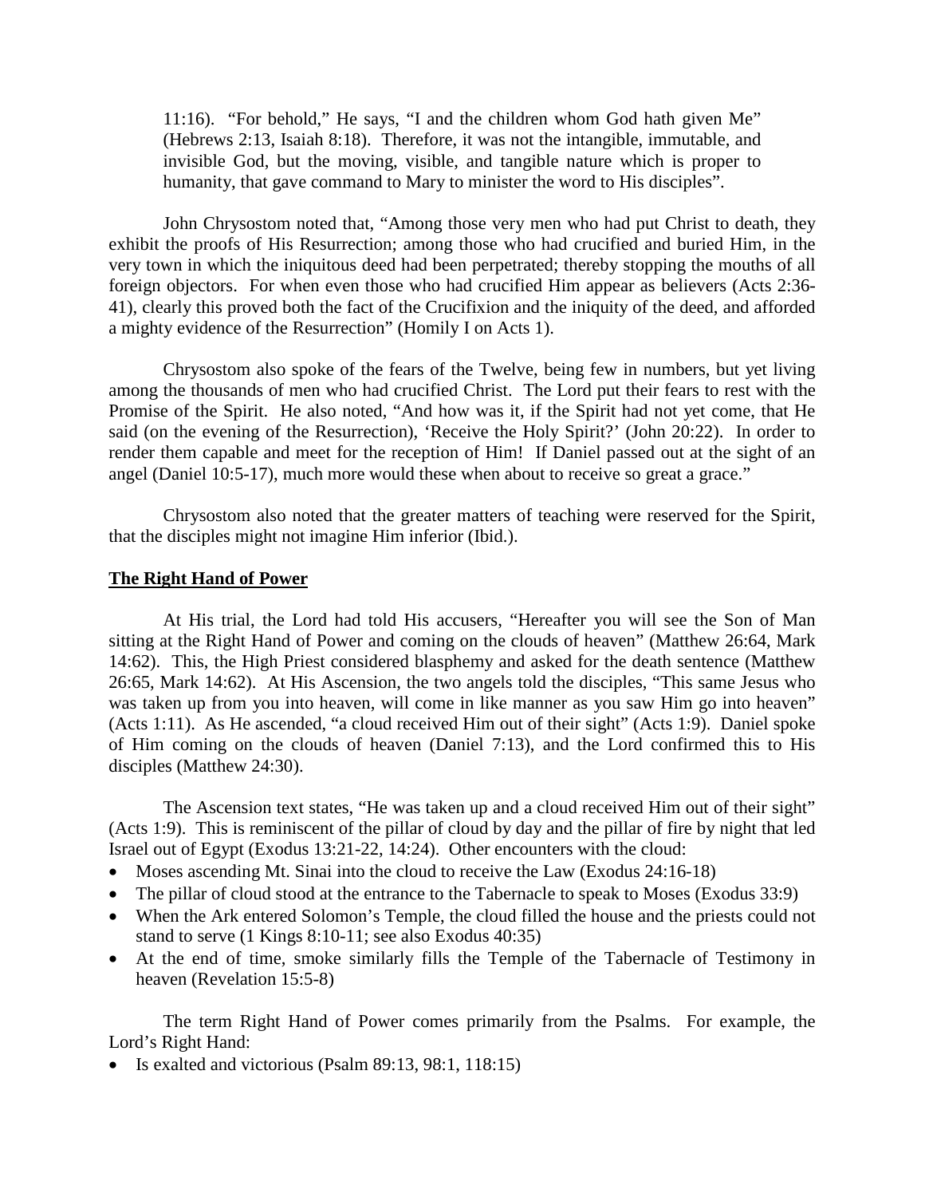11:16). "For behold," He says, "I and the children whom God hath given Me" (Hebrews 2:13, Isaiah 8:18). Therefore, it was not the intangible, immutable, and invisible God, but the moving, visible, and tangible nature which is proper to humanity, that gave command to Mary to minister the word to His disciples".

John Chrysostom noted that, "Among those very men who had put Christ to death, they exhibit the proofs of His Resurrection; among those who had crucified and buried Him, in the very town in which the iniquitous deed had been perpetrated; thereby stopping the mouths of all foreign objectors. For when even those who had crucified Him appear as believers (Acts 2:36-41), clearly this proved both the fact of the Crucifixion and the iniquity of the deed, and afforded a mighty evidence of the Resurrection" (Homily I on Acts 1).

Chrysostom also spoke of the fears of the Twelve, being few in numbers, but yet living among the thousands of men who had crucified Christ. The Lord put their fears to rest with the Promise of the Spirit. He also noted, "And how was it, if the Spirit had not yet come, that He said (on the evening of the Resurrection), 'Receive the Holy Spirit?' (John 20:22). In order to render them capable and meet for the reception of Him! If Daniel passed out at the sight of an angel (Daniel 10:5-17), much more would these when about to receive so great a grace."

Chrysostom also noted that the greater matters of teaching were reserved for the Spirit, that the disciples might not imagine Him inferior (Ibid.).

## The Right Hand of Power

At His trial, the Lord had told His accusers, "Hereafter you will see the Son of Man sitting at the Right Hand of Power and coming on the clouds of heaven" (Matthew 26:64, Mark 14:62). This, the High Priest considered blasphemy and asked for the death sentence (Matthew 26:65, Mark 14:62). At His Ascension, the two angels told the disciples, "This same Jesus who was taken up from you into heaven, will come in like manner as you saw Him go into heaven" (Acts 1:11). As He ascended, "a cloud received Him out of their sight" (Acts 1:9). Daniel spoke of Him coming on the clouds of heaven (Daniel 7:13), and the Lord confirmed this to His disciples (Matthew 24:30).

The Ascension text states, "He was taken up and a cloud received Him out of their sight" (Acts 1:9). This is reminiscent of the pillar of cloud by day and the pillar of fire by night that led Israel out of Egypt (Exodus 13:21-22, 14:24). Other encounters with the cloud:

- Moses ascending Mt. Sinai into the cloud to receive the Law (Exodus 24:16-18)
- The pillar of cloud stood at the entrance to the Tabernacle to speak to Moses (Exodus 33:9)
- When the Ark entered Solomon's Temple, the cloud filled the house and the priests could not stand to serve (1 Kings 8:10-11; see also Exodus 40:35)
- At the end of time, smoke similarly fills the Temple of the Tabernacle of Testimony in heaven (Revelation 15:5-8)

The term Right Hand of Power comes primarily from the Psalms. For example, the Lord's Right Hand:

- Is exalted and victorious (Psalm 89:13, 98:1, 118:15)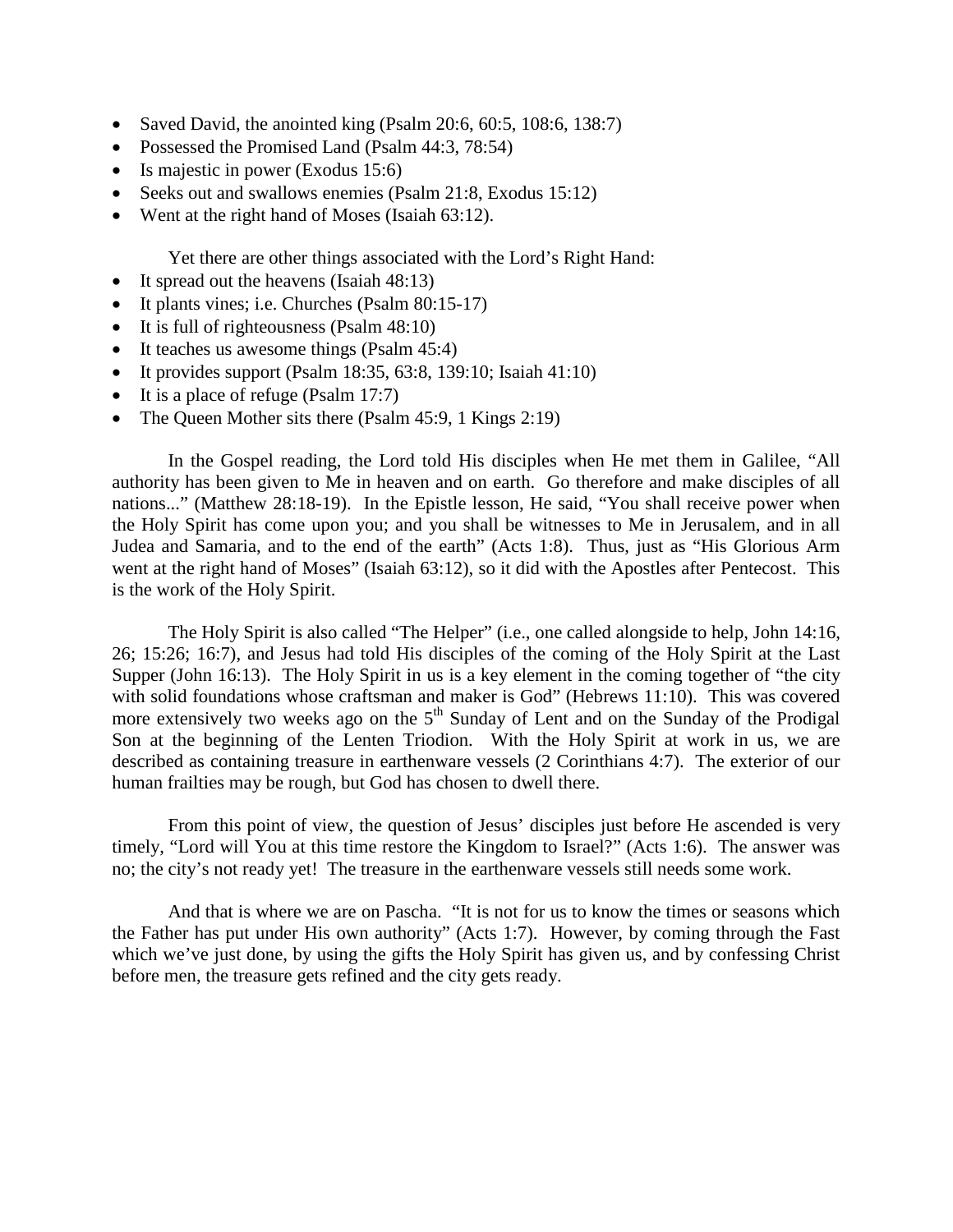- Saved David, the anointed king (Psalm 20:6, 60:5, 108:6, 138:7)
- Possessed the Promised Land (Psalm 44:3, 78:54)
- Is majestic in power (Exodus 15:6)
- Seeks out and swallows enemies (Psalm 21:8, Exodus 15:12)
- Went at the right hand of Moses (Isaiah 63:12).

Yet there are other things associated with the Lord's Right Hand:

- It spread out the heavens (Isaiah 48:13)
- It plants vines; i.e. Churches (Psalm 80:15-17)
- It is full of righteousness (Psalm 48:10)
- It teaches us awesome things (Psalm 45:4)
- It provides support (Psalm 18:35, 63:8, 139:10; Isaiah 41:10)
- It is a place of refuge (Psalm 17:7)
- The Queen Mother sits there (Psalm 45:9, 1 Kings 2:19)

In the Gospel reading, the Lord told His disciples when He met them in Galilee, "All authority has been given to Me in heaven and on earth. Go therefore and make disciples of all nations..." (Matthew 28:18-19). In the Epistle lesson, He said, "You shall receive power when the Holy Spirit has come upon you; and you shall be witnesses to Me in Jerusalem, and in all Judea and Samaria, and to the end of the earth" (Acts 1:8). Thus, just as "His Glorious Arm went at the right hand of Moses" (Isaiah 63:12), so it did with the Apostles after Pentecost. This is the work of the Holy Spirit.

The Holy Spirit is also called "The Helper" (i.e., one called alongside to help, John 14:16, 26; 15:26; 16:7), and Jesus had told His disciples of the coming of the Holy Spirit at the Last Supper (John 16:13). The Holy Spirit in us is a key element in the coming together of "the city with solid foundations whose craftsman and maker is God" (Hebrews 11:10). This was covered more extensively two weeks ago on the 5th Sunday of Lent and on the Sunday of the Prodigal Son at the beginning of the Lenten Triodion. With the Holy Spirit at work in us, we are described as containing treasure in earthenware vessels (2 Corinthians 4:7). The exterior of our human frailties may be rough, but God has chosen to dwell there.

From this point of view, the question of Jesus' disciples just before He ascended is very timely, "Lord will You at this time restore the Kingdom to Israel?" (Acts 1:6). The answer was no; the city's not ready yet! The treasure in the earthenware vessels still needs some work.

And that is where we are on Pascha. "It is not for us to know the times or seasons which the Father has put under His own authority" (Acts 1:7). However, by coming through the Fast which we've just done, by using the gifts the Holy Spirit has given us, and by confessing Christ before men, the treasure gets refined and the city gets ready.